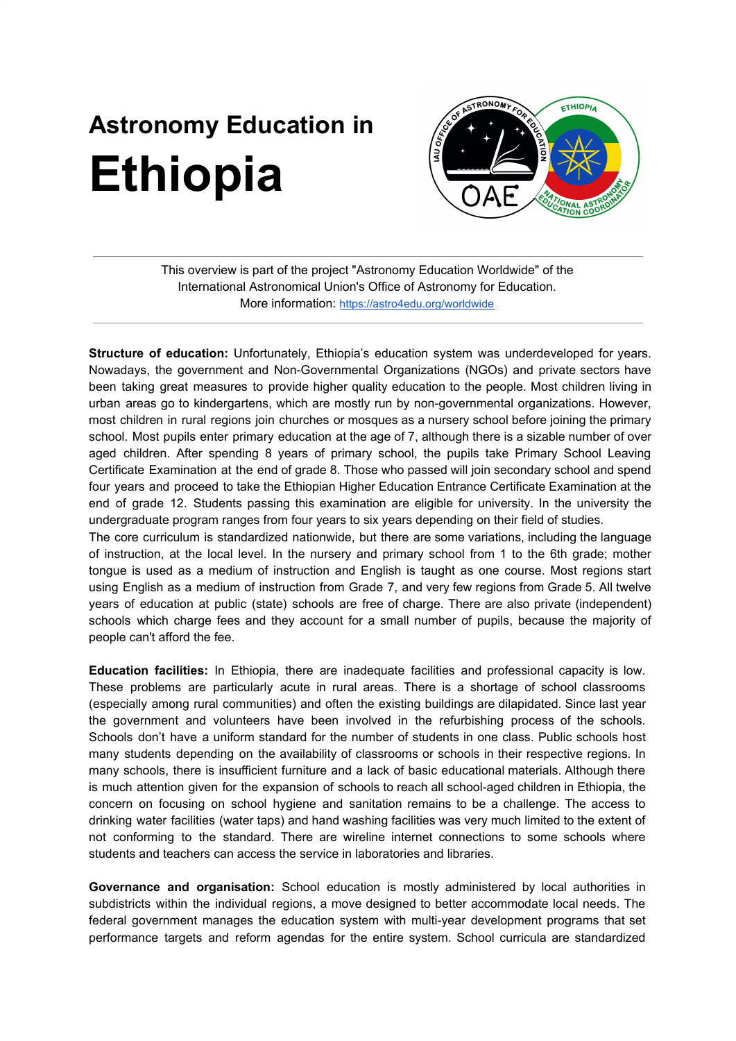# Astronomy Education in Ethiopia

This overview is part of the project "Astronomy Education Worldwide" of the International Astronomical Union's Office of Astronomy for Education.
More information: https://astro4edu.org/worldwide

---

**Structure of education:** Unfortunately, Ethiopia's education system was underdeveloped for years. Nowadays, the government and Non-Governmental Organizations (NGOs) and private sectors have been taking great measures to provide higher quality education to the people. Most children living in urban areas go to kindergartens, which are mostly run by non-governmental organizations. However, most children in rural regions join churches or mosques as a nursery school before joining the primary school. Most pupils enter primary education at the age of 7, although there is a sizable number of over aged children. After spending 8 years of primary school, the pupils take Primary School Leaving Certificate Examination at the end of grade 8. Those who passed will join secondary school and spend four years and proceed to take the Ethiopian Higher Education Entrance Certificate Examination at the end of grade 12. Students passing this examination are eligible for university. In the university the undergraduate program ranges from four years to six years depending on their field of studies.
The core curriculum is standardized nationwide, but there are some variations, including the language of instruction, at the local level. In the nursery and primary school from 1 to the 6th grade; mother tongue is used as a medium of instruction and English is taught as one course. Most regions start using English as a medium of instruction from Grade 7, and very few regions from Grade 5. All twelve years of education at public (state) schools are free of charge. There are also private (independent) schools which charge fees and they account for a small number of pupils, because the majority of people can't afford the fee.

**Education facilities:** In Ethiopia, there are inadequate facilities and professional capacity is low. These problems are particularly acute in rural areas. There is a shortage of school classrooms (especially among rural communities) and often the existing buildings are dilapidated. Since last year the government and volunteers have been involved in the refurbishing process of the schools. Schools don't have a uniform standard for the number of students in one class. Public schools host many students depending on the availability of classrooms or schools in their respective regions. In many schools, there is insufficient furniture and a lack of basic educational materials. Although there is much attention given for the expansion of schools to reach all school-aged children in Ethiopia, the concern on focusing on school hygiene and sanitation remains to be a challenge. The access to drinking water facilities (water taps) and hand washing facilities was very much limited to the extent of not conforming to the standard. There are wireline internet connections to some schools where students and teachers can access the service in laboratories and libraries.

**Governance and organisation:** School education is mostly administered by local authorities in subdistricts within the individual regions, a move designed to better accommodate local needs. The federal government manages the education system with multi-year development programs that set performance targets and reform agendas for the entire system. School curricula are standardized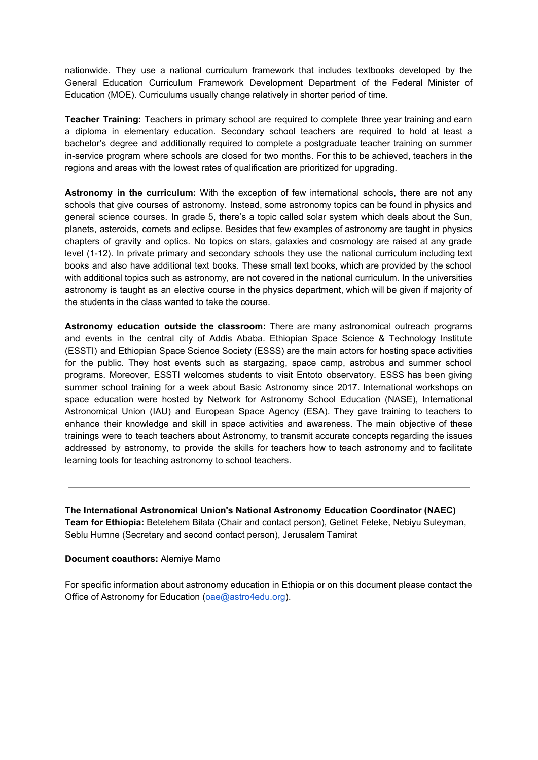nationwide. They use a national curriculum framework that includes textbooks developed by the General Education Curriculum Framework Development Department of the Federal Minister of Education (MOE). Curriculums usually change relatively in shorter period of time.

**Teacher Training:** Teachers in primary school are required to complete three year training and earn a diploma in elementary education. Secondary school teachers are required to hold at least a bachelor's degree and additionally required to complete a postgraduate teacher training on summer in-service program where schools are closed for two months. For this to be achieved, teachers in the regions and areas with the lowest rates of qualification are prioritized for upgrading.

**Astronomy in the curriculum:** With the exception of few international schools, there are not any schools that give courses of astronomy. Instead, some astronomy topics can be found in physics and general science courses. In grade 5, there's a topic called solar system which deals about the Sun, planets, asteroids, comets and eclipse. Besides that few examples of astronomy are taught in physics chapters of gravity and optics. No topics on stars, galaxies and cosmology are raised at any grade level (1-12). In private primary and secondary schools they use the national curriculum including text books and also have additional text books. These small text books, which are provided by the school with additional topics such as astronomy, are not covered in the national curriculum. In the universities astronomy is taught as an elective course in the physics department, which will be given if majority of the students in the class wanted to take the course.

**Astronomy education outside the classroom:** There are many astronomical outreach programs and events in the central city of Addis Ababa. Ethiopian Space Science & Technology Institute (ESSTI) and Ethiopian Space Science Society (ESSS) are the main actors for hosting space activities for the public. They host events such as stargazing, space camp, astrobus and summer school programs. Moreover, ESSTI welcomes students to visit Entoto observatory. ESSS has been giving summer school training for a week about Basic Astronomy since 2017. International workshops on space education were hosted by Network for Astronomy School Education (NASE), International Astronomical Union (IAU) and European Space Agency (ESA). They gave training to teachers to enhance their knowledge and skill in space activities and awareness. The main objective of these trainings were to teach teachers about Astronomy, to transmit accurate concepts regarding the issues addressed by astronomy, to provide the skills for teachers how to teach astronomy and to facilitate learning tools for teaching astronomy to school teachers.

---

**The International Astronomical Union's National Astronomy Education Coordinator (NAEC) Team for Ethiopia:** Betelehem Bilata (Chair and contact person), Getinet Feleke, Nebiyu Suleyman, Seblu Humne (Secretary and second contact person), Jerusalem Tamirat

**Document coauthors:** Alemiye Mamo

For specific information about astronomy education in Ethiopia or on this document please contact the Office of Astronomy for Education (oae@astro4edu.org).